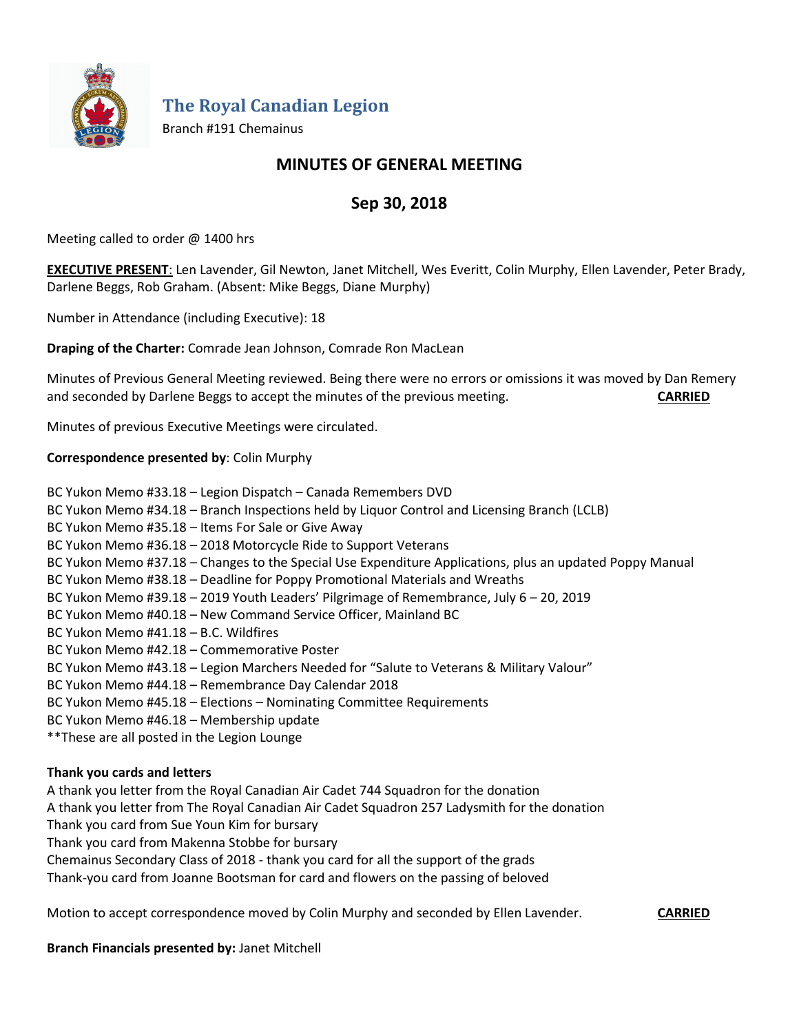# The Royal Canadian Legion

Branch #191 Chemainus

## MINUTES OF GENERAL MEETING

## Sep 30, 2018

Meeting called to order @ 1400 hrs

**EXECUTIVE PRESENT**: Len Lavender, Gil Newton, Janet Mitchell, Wes Everitt, Colin Murphy, Ellen Lavender, Peter Brady, Darlene Beggs, Rob Graham. (Absent: Mike Beggs, Diane Murphy)

Number in Attendance (including Executive): 18

**Draping of the Charter:** Comrade Jean Johnson, Comrade Ron MacLean

Minutes of Previous General Meeting reviewed. Being there were no errors or omissions it was moved by Dan Remery and seconded by Darlene Beggs to accept the minutes of the previous meeting. **CARRIED**

Minutes of previous Executive Meetings were circulated.

**Correspondence presented by**: Colin Murphy

BC Yukon Memo #33.18 – Legion Dispatch – Canada Remembers DVD
BC Yukon Memo #34.18 – Branch Inspections held by Liquor Control and Licensing Branch (LCLB)
BC Yukon Memo #35.18 – Items For Sale or Give Away
BC Yukon Memo #36.18 – 2018 Motorcycle Ride to Support Veterans
BC Yukon Memo #37.18 – Changes to the Special Use Expenditure Applications, plus an updated Poppy Manual
BC Yukon Memo #38.18 – Deadline for Poppy Promotional Materials and Wreaths
BC Yukon Memo #39.18 – 2019 Youth Leaders' Pilgrimage of Remembrance, July 6 – 20, 2019
BC Yukon Memo #40.18 – New Command Service Officer, Mainland BC
BC Yukon Memo #41.18 – B.C. Wildfires
BC Yukon Memo #42.18 – Commemorative Poster
BC Yukon Memo #43.18 – Legion Marchers Needed for "Salute to Veterans & Military Valour"
BC Yukon Memo #44.18 – Remembrance Day Calendar 2018
BC Yukon Memo #45.18 – Elections – Nominating Committee Requirements
BC Yukon Memo #46.18 – Membership update
**These are all posted in the Legion Lounge

**Thank you cards and letters**
A thank you letter from the Royal Canadian Air Cadet 744 Squadron for the donation
A thank you letter from The Royal Canadian Air Cadet Squadron 257 Ladysmith for the donation
Thank you card from Sue Youn Kim for bursary
Thank you card from Makenna Stobbe for bursary
Chemainus Secondary Class of 2018 - thank you card for all the support of the grads
Thank-you card from Joanne Bootsman for card and flowers on the passing of beloved

Motion to accept correspondence moved by Colin Murphy and seconded by Ellen Lavender. **CARRIED**

**Branch Financials presented by:** Janet Mitchell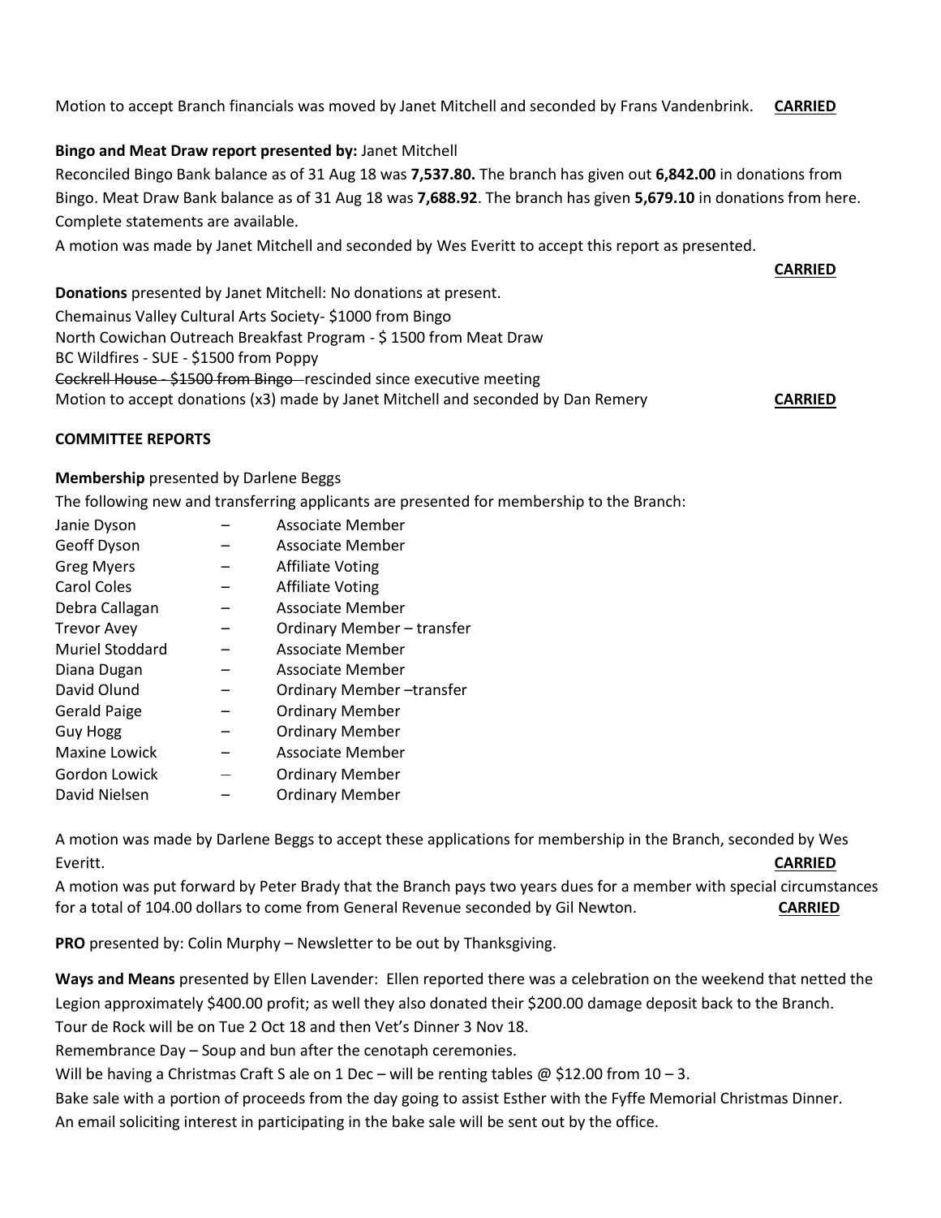Motion to accept Branch financials was moved by Janet Mitchell and seconded by Frans Vandenbrink. **CARRIED**

**Bingo and Meat Draw report presented by:** Janet Mitchell

Reconciled Bingo Bank balance as of 31 Aug 18 was **7,537.80.** The branch has given out **6,842.00** in donations from Bingo. Meat Draw Bank balance as of 31 Aug 18 was **7,688.92**. The branch has given **5,679.10** in donations from here. Complete statements are available.

A motion was made by Janet Mitchell and seconded by Wes Everitt to accept this report as presented.

**CARRIED**

**Donations** presented by Janet Mitchell: No donations at present.

Chemainus Valley Cultural Arts Society- $1000 from Bingo
North Cowichan Outreach Breakfast Program - $ 1500 from Meat Draw
BC Wildfires - SUE - $1500 from Poppy
~~Cockrell House - $1500 from Bingo~~ rescinded since executive meeting
Motion to accept donations (x3) made by Janet Mitchell and seconded by Dan Remery **CARRIED**

**COMMITTEE REPORTS**

**Membership** presented by Darlene Beggs

The following new and transferring applicants are presented for membership to the Branch:

| | | |
|---|---|---|
| Janie Dyson | – | Associate Member |
| Geoff Dyson | – | Associate Member |
| Greg Myers | – | Affiliate Voting |
| Carol Coles | – | Affiliate Voting |
| Debra Callagan | – | Associate Member |
| Trevor Avey | – | Ordinary Member – transfer |
| Muriel Stoddard | – | Associate Member |
| Diana Dugan | – | Associate Member |
| David Olund | – | Ordinary Member –transfer |
| Gerald Paige | – | Ordinary Member |
| Guy Hogg | – | Ordinary Member |
| Maxine Lowick | – | Associate Member |
| Gordon Lowick | – | Ordinary Member |
| David Nielsen | – | Ordinary Member |

A motion was made by Darlene Beggs to accept these applications for membership in the Branch, seconded by Wes Everitt. **CARRIED**

A motion was put forward by Peter Brady that the Branch pays two years dues for a member with special circumstances for a total of 104.00 dollars to come from General Revenue seconded by Gil Newton. **CARRIED**

**PRO** presented by: Colin Murphy – Newsletter to be out by Thanksgiving.

**Ways and Means** presented by Ellen Lavender: Ellen reported there was a celebration on the weekend that netted the Legion approximately $400.00 profit; as well they also donated their $200.00 damage deposit back to the Branch.

Tour de Rock will be on Tue 2 Oct 18 and then Vet's Dinner 3 Nov 18.

Remembrance Day – Soup and bun after the cenotaph ceremonies.

Will be having a Christmas Craft S ale on 1 Dec – will be renting tables @ $12.00 from 10 – 3.

Bake sale with a portion of proceeds from the day going to assist Esther with the Fyffe Memorial Christmas Dinner.

An email soliciting interest in participating in the bake sale will be sent out by the office.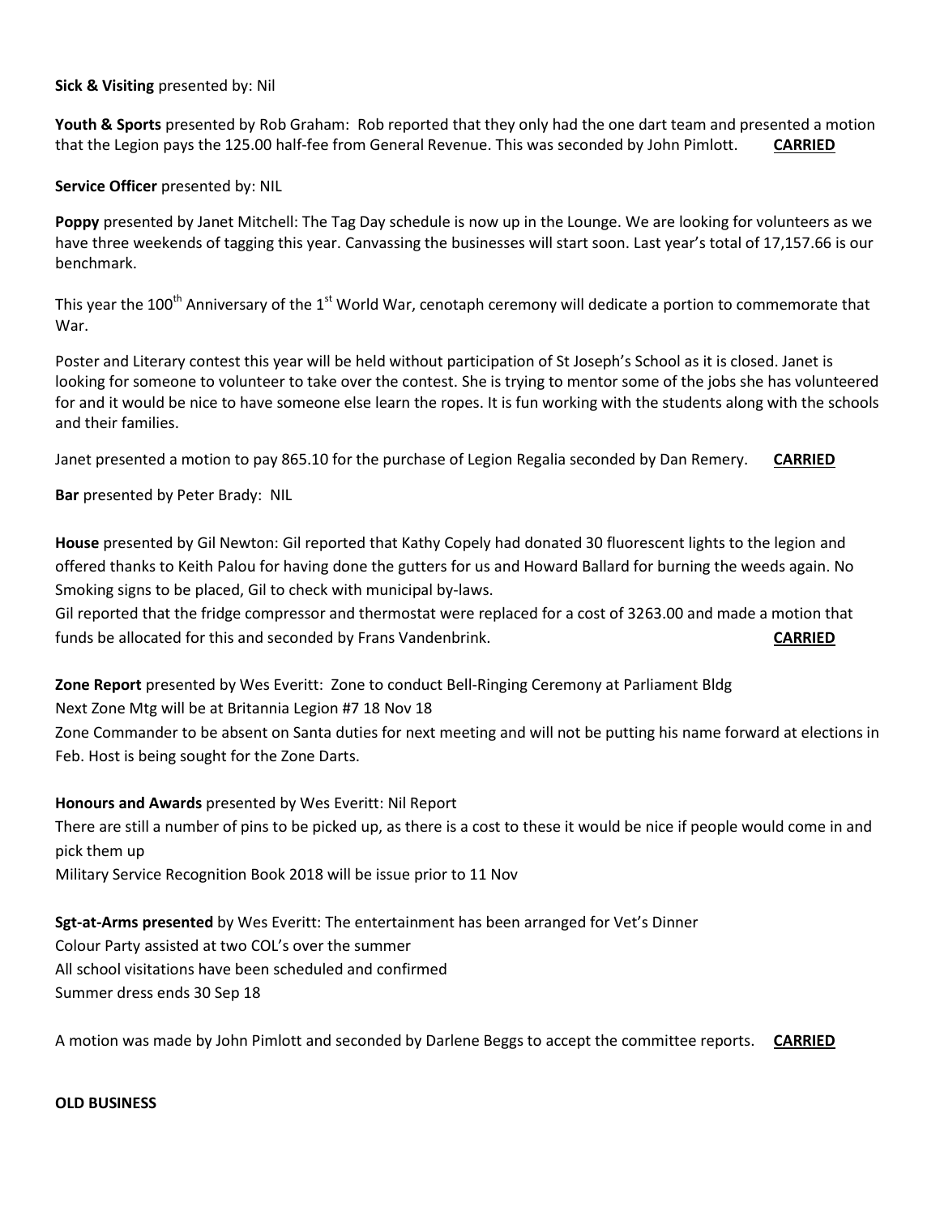**Sick & Visiting** presented by: Nil

**Youth & Sports** presented by Rob Graham: Rob reported that they only had the one dart team and presented a motion that the Legion pays the 125.00 half-fee from General Revenue. This was seconded by John Pimlott. **CARRIED**

**Service Officer** presented by: NIL

**Poppy** presented by Janet Mitchell: The Tag Day schedule is now up in the Lounge. We are looking for volunteers as we have three weekends of tagging this year. Canvassing the businesses will start soon. Last year's total of 17,157.66 is our benchmark.

This year the 100th Anniversary of the 1st World War, cenotaph ceremony will dedicate a portion to commemorate that War.

Poster and Literary contest this year will be held without participation of St Joseph's School as it is closed. Janet is looking for someone to volunteer to take over the contest. She is trying to mentor some of the jobs she has volunteered for and it would be nice to have someone else learn the ropes. It is fun working with the students along with the schools and their families.

Janet presented a motion to pay 865.10 for the purchase of Legion Regalia seconded by Dan Remery. **CARRIED**

**Bar** presented by Peter Brady: NIL

**House** presented by Gil Newton: Gil reported that Kathy Copely had donated 30 fluorescent lights to the legion and offered thanks to Keith Palou for having done the gutters for us and Howard Ballard for burning the weeds again. No Smoking signs to be placed, Gil to check with municipal by-laws.
Gil reported that the fridge compressor and thermostat were replaced for a cost of 3263.00 and made a motion that funds be allocated for this and seconded by Frans Vandenbrink. **CARRIED**

**Zone Report** presented by Wes Everitt: Zone to conduct Bell-Ringing Ceremony at Parliament Bldg
Next Zone Mtg will be at Britannia Legion #7 18 Nov 18
Zone Commander to be absent on Santa duties for next meeting and will not be putting his name forward at elections in Feb. Host is being sought for the Zone Darts.

**Honours and Awards** presented by Wes Everitt: Nil Report
There are still a number of pins to be picked up, as there is a cost to these it would be nice if people would come in and pick them up
Military Service Recognition Book 2018 will be issue prior to 11 Nov

**Sgt-at-Arms presented** by Wes Everitt: The entertainment has been arranged for Vet's Dinner
Colour Party assisted at two COL's over the summer
All school visitations have been scheduled and confirmed
Summer dress ends 30 Sep 18

A motion was made by John Pimlott and seconded by Darlene Beggs to accept the committee reports. **CARRIED**

**OLD BUSINESS**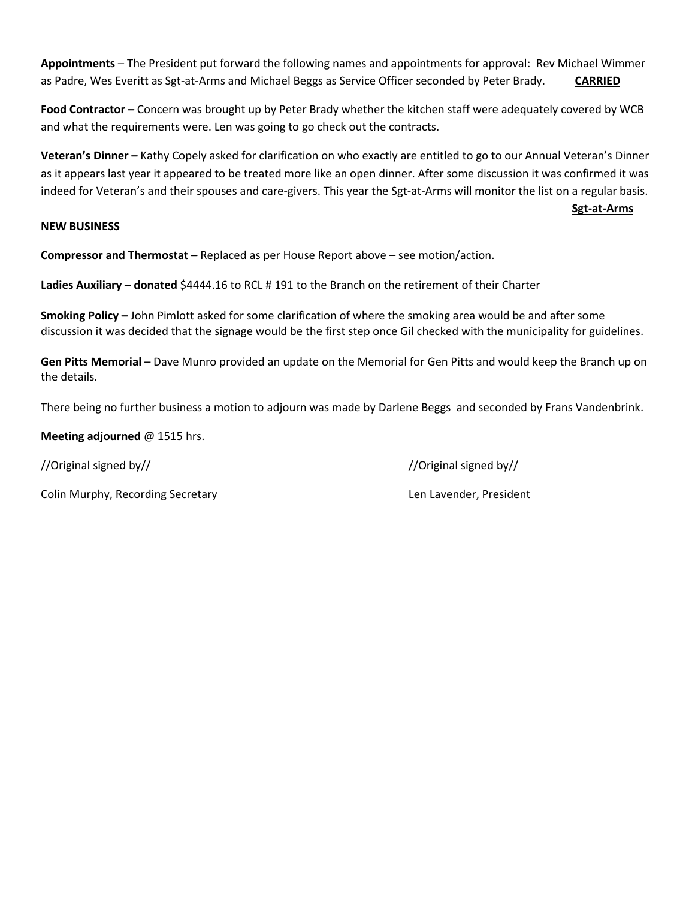**Appointments** – The President put forward the following names and appointments for approval: Rev Michael Wimmer as Padre, Wes Everitt as Sgt-at-Arms and Michael Beggs as Service Officer seconded by Peter Brady. **CARRIED**

**Food Contractor –** Concern was brought up by Peter Brady whether the kitchen staff were adequately covered by WCB and what the requirements were. Len was going to go check out the contracts.

**Veteran's Dinner –** Kathy Copely asked for clarification on who exactly are entitled to go to our Annual Veteran's Dinner as it appears last year it appeared to be treated more like an open dinner. After some discussion it was confirmed it was indeed for Veteran's and their spouses and care-givers. This year the Sgt-at-Arms will monitor the list on a regular basis.

**Sgt-at-Arms**

**NEW BUSINESS**

**Compressor and Thermostat –** Replaced as per House Report above – see motion/action.

**Ladies Auxiliary – donated** $4444.16 to RCL # 191 to the Branch on the retirement of their Charter

**Smoking Policy –** John Pimlott asked for some clarification of where the smoking area would be and after some discussion it was decided that the signage would be the first step once Gil checked with the municipality for guidelines.

**Gen Pitts Memorial** – Dave Munro provided an update on the Memorial for Gen Pitts and would keep the Branch up on the details.

There being no further business a motion to adjourn was made by Darlene Beggs and seconded by Frans Vandenbrink.

**Meeting adjourned** @ 1515 hrs.

//Original signed by//

Colin Murphy, Recording Secretary

//Original signed by//

Len Lavender, President